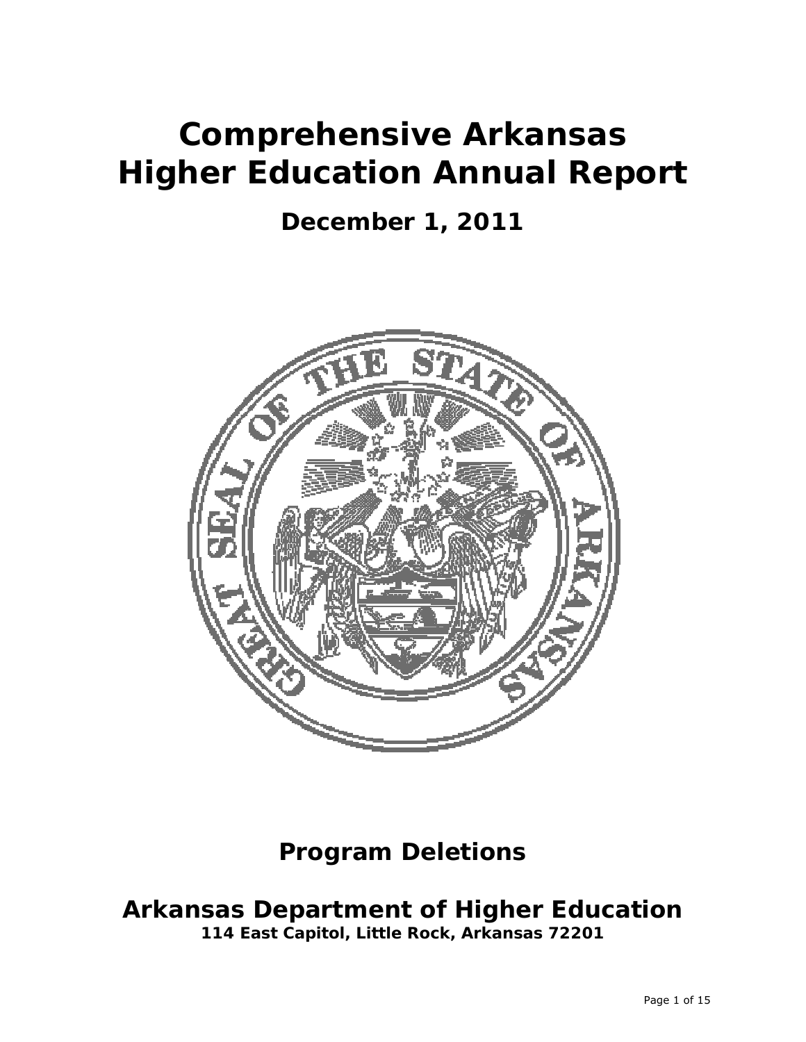# Comprehensive Arkansas Higher Education Annual Report

## December 1, 2011

## Program Deletions

## Arkansas Department of Higher Education

**114 East Capitol, Little Rock, Arkansas 72201**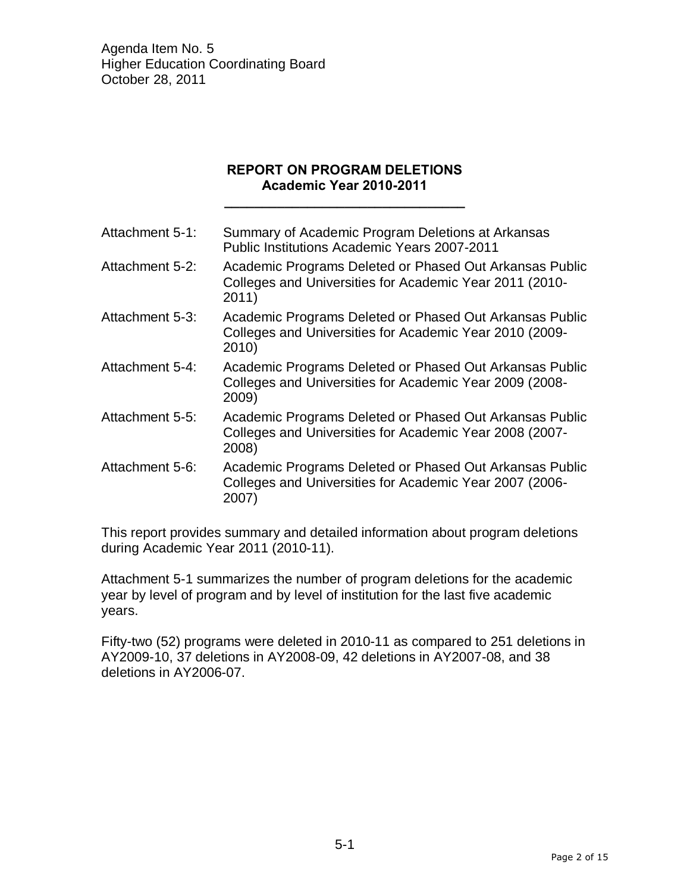Agenda Item No. 5
Higher Education Coordinating Board
October 28, 2011

## REPORT ON PROGRAM DELETIONS
### Academic Year 2010-2011

| | |
|---|---|
| Attachment 5-1: | Summary of Academic Program Deletions at Arkansas Public Institutions Academic Years 2007-2011 |
| Attachment 5-2: | Academic Programs Deleted or Phased Out Arkansas Public Colleges and Universities for Academic Year 2011 (2010-2011) |
| Attachment 5-3: | Academic Programs Deleted or Phased Out Arkansas Public Colleges and Universities for Academic Year 2010 (2009-2010) |
| Attachment 5-4: | Academic Programs Deleted or Phased Out Arkansas Public Colleges and Universities for Academic Year 2009 (2008-2009) |
| Attachment 5-5: | Academic Programs Deleted or Phased Out Arkansas Public Colleges and Universities for Academic Year 2008 (2007-2008) |
| Attachment 5-6: | Academic Programs Deleted or Phased Out Arkansas Public Colleges and Universities for Academic Year 2007 (2006-2007) |

This report provides summary and detailed information about program deletions during Academic Year 2011 (2010-11).

Attachment 5-1 summarizes the number of program deletions for the academic year by level of program and by level of institution for the last five academic years.

Fifty-two (52) programs were deleted in 2010-11 as compared to 251 deletions in AY2009-10, 37 deletions in AY2008-09, 42 deletions in AY2007-08, and 38 deletions in AY2006-07.

5-1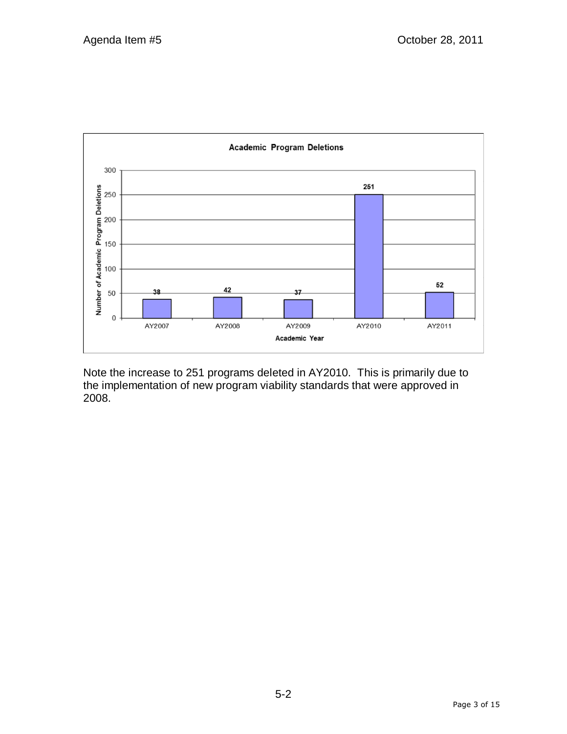**Academic Program Deletions**

| Academic Year | Number of Academic Program Deletions |
|---|---|
| AY2007 | 38 |
| AY2008 | 42 |
| AY2009 | 37 |
| AY2010 | 251 |
| AY2011 | 52 |

Note the increase to 251 programs deleted in AY2010. This is primarily due to the implementation of new program viability standards that were approved in 2008.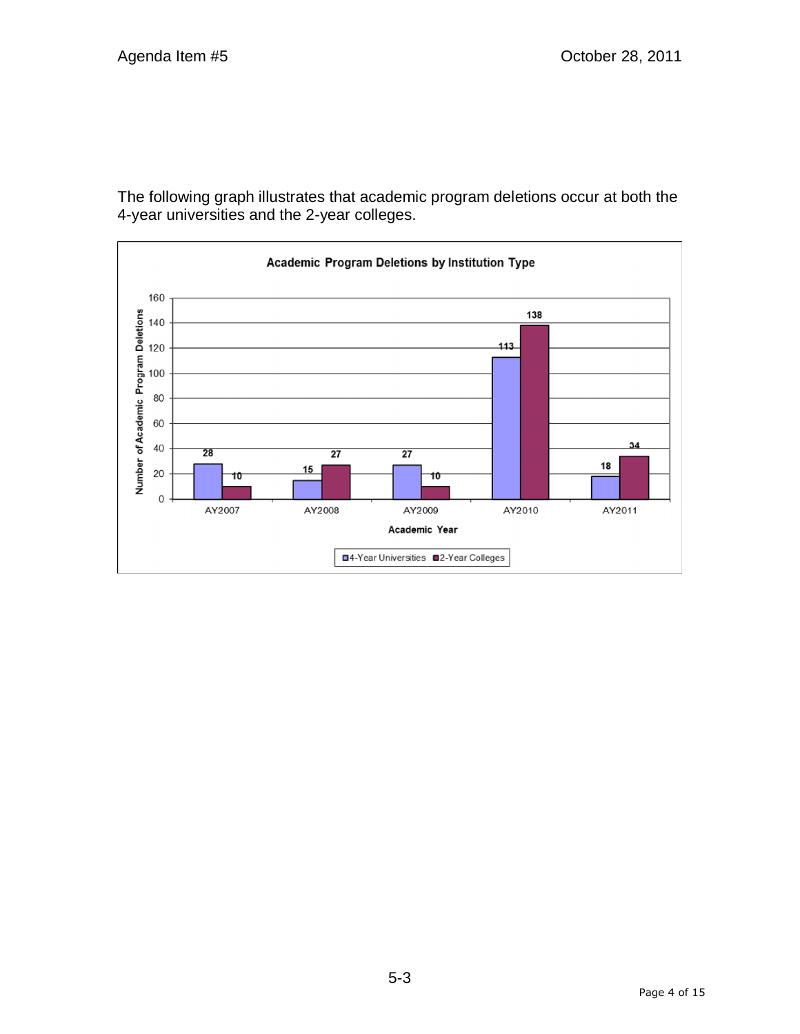The following graph illustrates that academic program deletions occur at both the 4-year universities and the 2-year colleges.

**Academic Program Deletions by Institution Type**

| Academic Year | 4-Year Universities | 2-Year Colleges |
|---|---|---|
| AY2007 | 28 | 10 |
| AY2008 | 15 | 27 |
| AY2009 | 27 | 10 |
| AY2010 | 113 | 138 |
| AY2011 | 18 | 34 |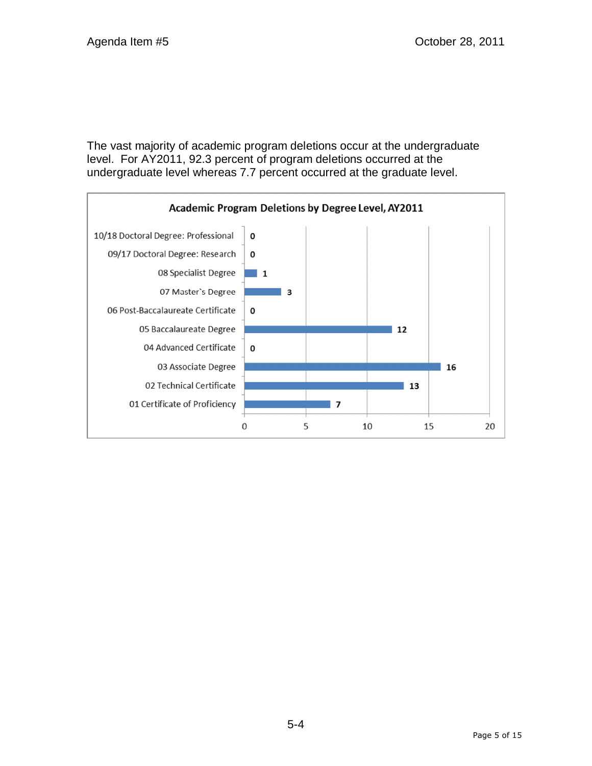The vast majority of academic program deletions occur at the undergraduate level. For AY2011, 92.3 percent of program deletions occurred at the undergraduate level whereas 7.7 percent occurred at the graduate level.

**Academic Program Deletions by Degree Level, AY2011**

| Degree Level | Deletions |
| --- | --- |
| 10/18 Doctoral Degree: Professional | 0 |
| 09/17 Doctoral Degree: Research | 0 |
| 08 Specialist Degree | 1 |
| 07 Master`s Degree | 3 |
| 06 Post-Baccalaureate Certificate | 0 |
| 05 Baccalaureate Degree | 12 |
| 04 Advanced Certificate | 0 |
| 03 Associate Degree | 16 |
| 02 Technical Certificate | 13 |
| 01 Certificate of Proficiency | 7 |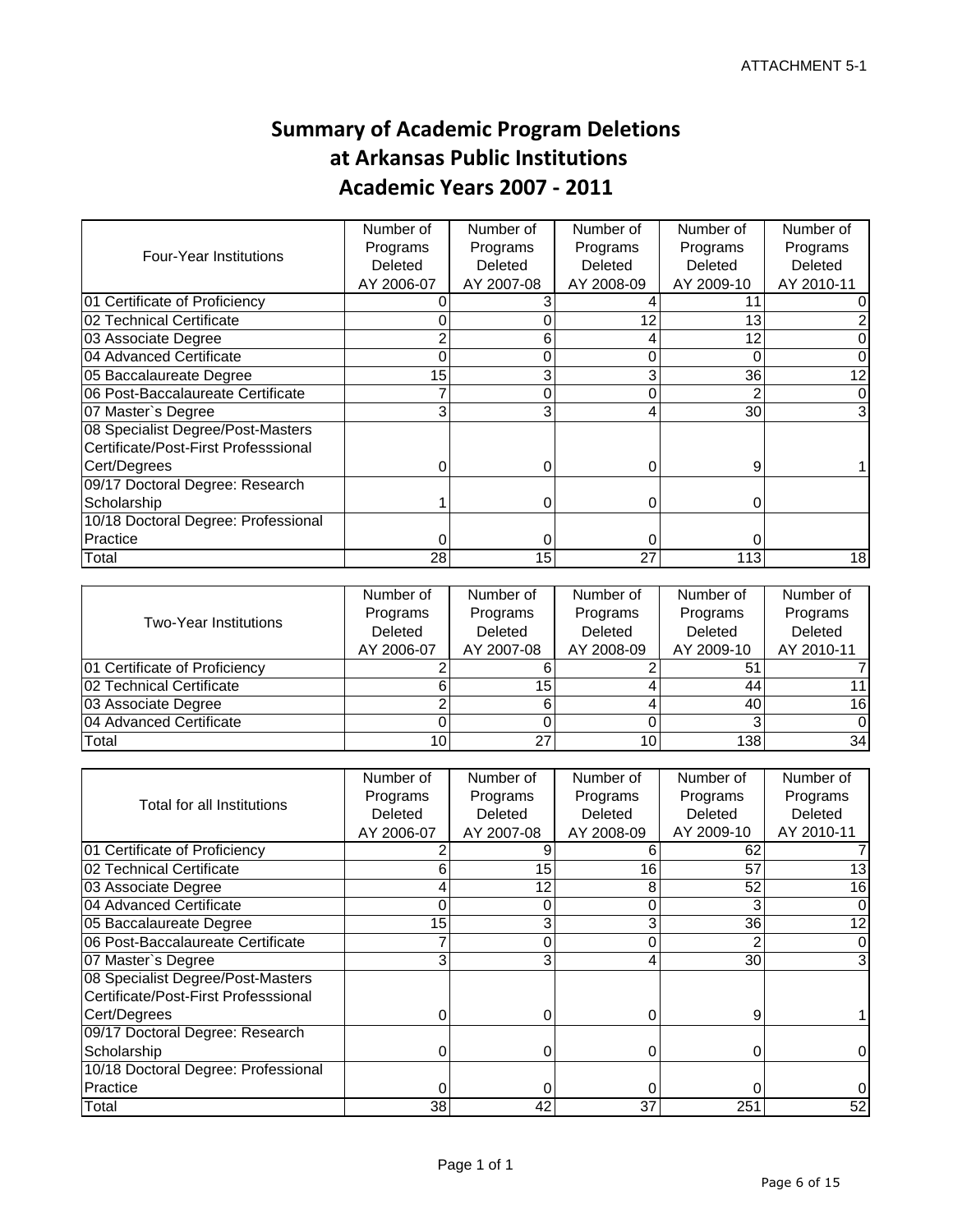ATTACHMENT 5-1

# Summary of Academic Program Deletions at Arkansas Public Institutions Academic Years 2007 - 2011

| Four-Year Institutions | Number of Programs Deleted AY 2006-07 | Number of Programs Deleted AY 2007-08 | Number of Programs Deleted AY 2008-09 | Number of Programs Deleted AY 2009-10 | Number of Programs Deleted AY 2010-11 |
|---|---|---|---|---|---|
| 01 Certificate of Proficiency | 0 | 3 | 4 | 11 | 0 |
| 02 Technical Certificate | 0 | 0 | 12 | 13 | 2 |
| 03 Associate Degree | 2 | 6 | 4 | 12 | 0 |
| 04 Advanced Certificate | 0 | 0 | 0 | 0 | 0 |
| 05 Baccalaureate Degree | 15 | 3 | 3 | 36 | 12 |
| 06 Post-Baccalaureate Certificate | 7 | 0 | 0 | 2 | 0 |
| 07 Master`s Degree | 3 | 3 | 4 | 30 | 3 |
| 08 Specialist Degree/Post-Masters Certificate/Post-First Professsional Cert/Degrees | 0 | 0 | 0 | 9 | 1 |
| 09/17 Doctoral Degree: Research Scholarship | 1 | 0 | 0 | 0 | |
| 10/18 Doctoral Degree: Professional Practice | 0 | 0 | 0 | 0 | |
| Total | 28 | 15 | 27 | 113 | 18 |

| Two-Year Institutions | Number of Programs Deleted AY 2006-07 | Number of Programs Deleted AY 2007-08 | Number of Programs Deleted AY 2008-09 | Number of Programs Deleted AY 2009-10 | Number of Programs Deleted AY 2010-11 |
|---|---|---|---|---|---|
| 01 Certificate of Proficiency | 2 | 6 | 2 | 51 | 7 |
| 02 Technical Certificate | 6 | 15 | 4 | 44 | 11 |
| 03 Associate Degree | 2 | 6 | 4 | 40 | 16 |
| 04 Advanced Certificate | 0 | 0 | 0 | 3 | 0 |
| Total | 10 | 27 | 10 | 138 | 34 |

| Total for all Institutions | Number of Programs Deleted AY 2006-07 | Number of Programs Deleted AY 2007-08 | Number of Programs Deleted AY 2008-09 | Number of Programs Deleted AY 2009-10 | Number of Programs Deleted AY 2010-11 |
|---|---|---|---|---|---|
| 01 Certificate of Proficiency | 2 | 9 | 6 | 62 | 7 |
| 02 Technical Certificate | 6 | 15 | 16 | 57 | 13 |
| 03 Associate Degree | 4 | 12 | 8 | 52 | 16 |
| 04 Advanced Certificate | 0 | 0 | 0 | 3 | 0 |
| 05 Baccalaureate Degree | 15 | 3 | 3 | 36 | 12 |
| 06 Post-Baccalaureate Certificate | 7 | 0 | 0 | 2 | 0 |
| 07 Master`s Degree | 3 | 3 | 4 | 30 | 3 |
| 08 Specialist Degree/Post-Masters Certificate/Post-First Professsional Cert/Degrees | 0 | 0 | 0 | 9 | 1 |
| 09/17 Doctoral Degree: Research Scholarship | 0 | 0 | 0 | 0 | 0 |
| 10/18 Doctoral Degree: Professional Practice | 0 | 0 | 0 | 0 | 0 |
| Total | 38 | 42 | 37 | 251 | 52 |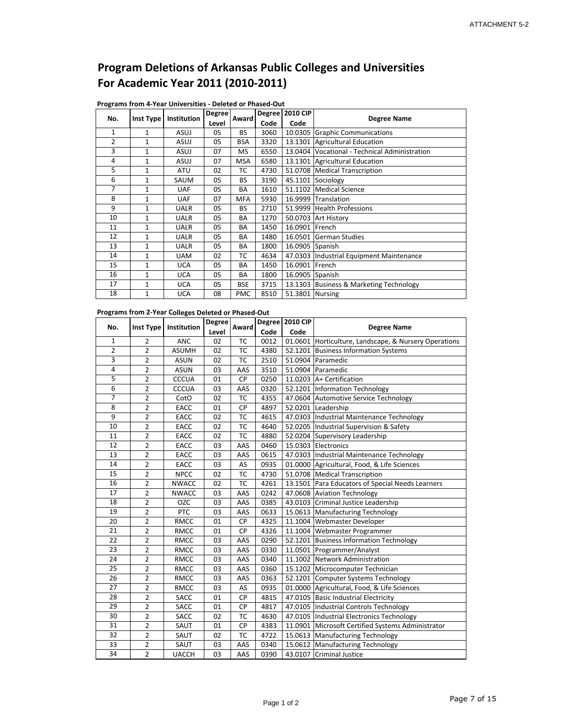# Program Deletions of Arkansas Public Colleges and Universities For Academic Year 2011 (2010-2011)

**Programs from 4-Year Universities - Deleted or Phased-Out**

| No. | Inst Type | Institution | Degree Level | Award | Degree Code | 2010 CIP Code | Degree Name |
|---|---|---|---|---|---|---|---|
| 1 | 1 | ASUJ | 05 | BS | 3060 | 10.0305 | Graphic Communications |
| 2 | 1 | ASUJ | 05 | BSA | 3320 | 13.1301 | Agricultural Education |
| 3 | 1 | ASUJ | 07 | MS | 6550 | 13.0404 | Vocational - Technical Administration |
| 4 | 1 | ASUJ | 07 | MSA | 6580 | 13.1301 | Agricultural Education |
| 5 | 1 | ATU | 02 | TC | 4730 | 51.0708 | Medical Transcription |
| 6 | 1 | SAUM | 05 | BS | 3190 | 45.1101 | Sociology |
| 7 | 1 | UAF | 05 | BA | 1610 | 51.1102 | Medical Science |
| 8 | 1 | UAF | 07 | MFA | 5930 | 16.9999 | Translation |
| 9 | 1 | UALR | 05 | BS | 2710 | 51.9999 | Health Professions |
| 10 | 1 | UALR | 05 | BA | 1270 | 50.0703 | Art History |
| 11 | 1 | UALR | 05 | BA | 1450 | 16.0901 | French |
| 12 | 1 | UALR | 05 | BA | 1480 | 16.0501 | German Studies |
| 13 | 1 | UALR | 05 | BA | 1800 | 16.0905 | Spanish |
| 14 | 1 | UAM | 02 | TC | 4634 | 47.0303 | Industrial Equipment Maintenance |
| 15 | 1 | UCA | 05 | BA | 1450 | 16.0901 | French |
| 16 | 1 | UCA | 05 | BA | 1800 | 16.0905 | Spanish |
| 17 | 1 | UCA | 05 | BSE | 3715 | 13.1303 | Business & Marketing Technology |
| 18 | 1 | UCA | 08 | PMC | 8510 | 51.3801 | Nursing |

**Programs from 2-Year Colleges Deleted or Phased-Out**

| No. | Inst Type | Institution | Degree Level | Award | Degree Code | 2010 CIP Code | Degree Name |
|---|---|---|---|---|---|---|---|
| 1 | 2 | ANC | 02 | TC | 0012 | 01.0601 | Horticulture, Landscape, & Nursery Operations |
| 2 | 2 | ASUMH | 02 | TC | 4380 | 52.1201 | Business Information Systems |
| 3 | 2 | ASUN | 02 | TC | 2510 | 51.0904 | Paramedic |
| 4 | 2 | ASUN | 03 | AAS | 3510 | 51.0904 | Paramedic |
| 5 | 2 | CCCUA | 01 | CP | 0250 | 11.0203 | A+ Certification |
| 6 | 2 | CCCUA | 03 | AAS | 0320 | 52.1201 | Information Technology |
| 7 | 2 | CotO | 02 | TC | 4355 | 47.0604 | Automotive Service Technology |
| 8 | 2 | EACC | 01 | CP | 4897 | 52.0201 | Leadership |
| 9 | 2 | EACC | 02 | TC | 4615 | 47.0303 | Industrial Maintenance Technology |
| 10 | 2 | EACC | 02 | TC | 4640 | 52.0205 | Industrial Supervision & Safety |
| 11 | 2 | EACC | 02 | TC | 4880 | 52.0204 | Supervisory Leadership |
| 12 | 2 | EACC | 03 | AAS | 0460 | 15.0303 | Electronics |
| 13 | 2 | EACC | 03 | AAS | 0615 | 47.0303 | Industrial Maintenance Technology |
| 14 | 2 | EACC | 03 | AS | 0935 | 01.0000 | Agricultural, Food, & Life Sciences |
| 15 | 2 | NPCC | 02 | TC | 4730 | 51.0708 | Medical Transcription |
| 16 | 2 | NWACC | 02 | TC | 4261 | 13.1501 | Para Educators of Special Needs Learners |
| 17 | 2 | NWACC | 03 | AAS | 0242 | 47.0608 | Aviation Technology |
| 18 | 2 | OZC | 03 | AAS | 0385 | 43.0103 | Criminal Justice Leadership |
| 19 | 2 | PTC | 03 | AAS | 0633 | 15.0613 | Manufacturing Technology |
| 20 | 2 | RMCC | 01 | CP | 4325 | 11.1004 | Webmaster Developer |
| 21 | 2 | RMCC | 01 | CP | 4326 | 11.1004 | Webmaster Programmer |
| 22 | 2 | RMCC | 03 | AAS | 0290 | 52.1201 | Business Information Technology |
| 23 | 2 | RMCC | 03 | AAS | 0330 | 11.0501 | Programmer/Analyst |
| 24 | 2 | RMCC | 03 | AAS | 0340 | 11.1002 | Network Administration |
| 25 | 2 | RMCC | 03 | AAS | 0360 | 15.1202 | Microcomputer Technician |
| 26 | 2 | RMCC | 03 | AAS | 0363 | 52.1201 | Computer Systems Technology |
| 27 | 2 | RMCC | 03 | AS | 0935 | 01.0000 | Agricultural, Food, & Life Sciences |
| 28 | 2 | SACC | 01 | CP | 4815 | 47.0105 | Basic Industrial Electricity |
| 29 | 2 | SACC | 01 | CP | 4817 | 47.0105 | Industrial Controls Technology |
| 30 | 2 | SACC | 02 | TC | 4630 | 47.0105 | Industrial Electronics Technology |
| 31 | 2 | SAUT | 01 | CP | 4383 | 11.0901 | Microsoft Certified Systems Administrator |
| 32 | 2 | SAUT | 02 | TC | 4722 | 15.0613 | Manufacturing Technology |
| 33 | 2 | SAUT | 03 | AAS | 0340 | 15.0612 | Manufacturing Technology |
| 34 | 2 | UACCH | 03 | AAS | 0390 | 43.0107 | Criminal Justice |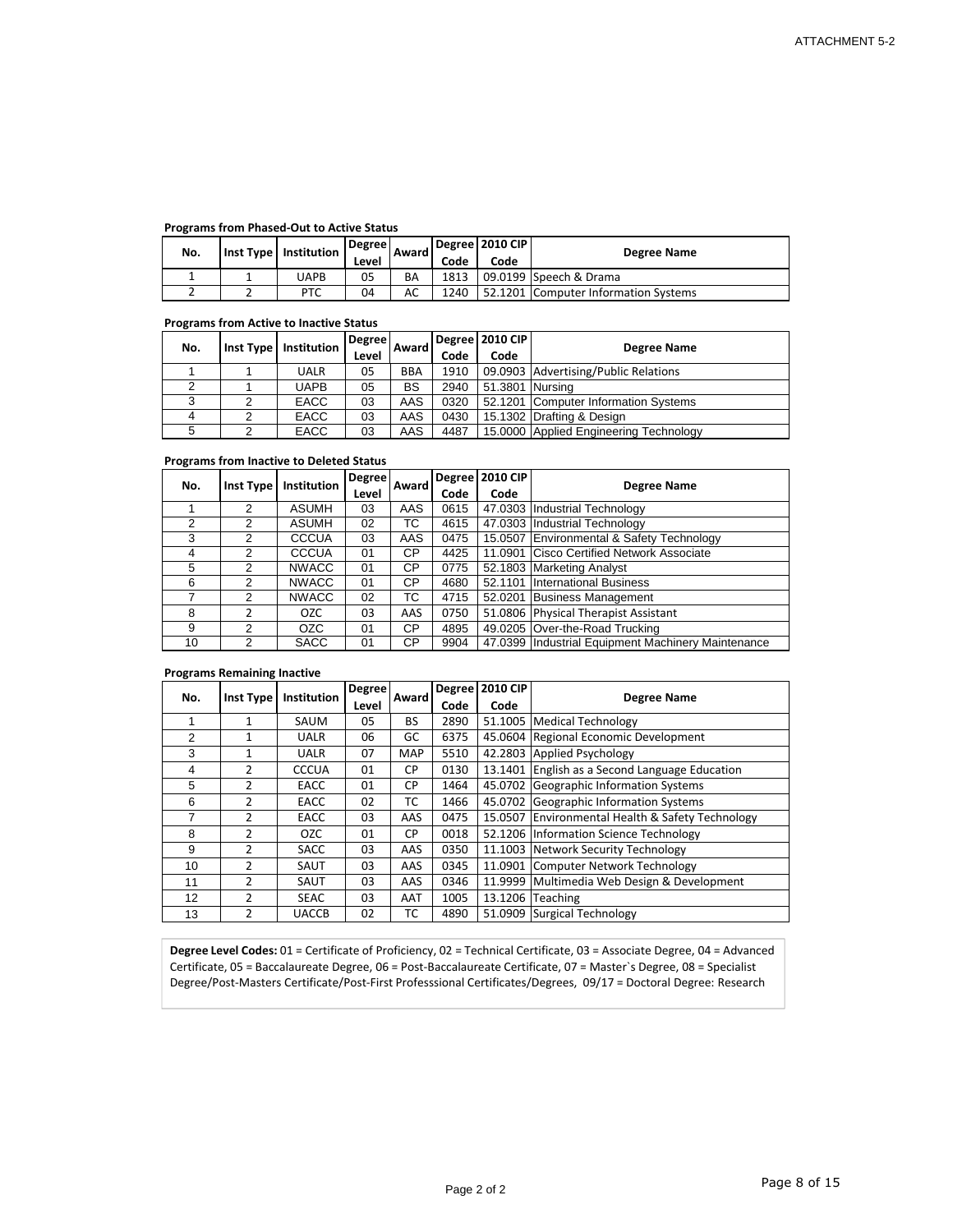ATTACHMENT 5-2

**Programs from Phased-Out to Active Status**

| No. | Inst Type | Institution | Degree Level | Award | Degree Code | 2010 CIP Code | Degree Name |
|---|---|---|---|---|---|---|---|
| 1 | 1 | UAPB | 05 | BA | 1813 | 09.0199 | Speech & Drama |
| 2 | 2 | PTC | 04 | AC | 1240 | 52.1201 | Computer Information Systems |

**Programs from Active to Inactive Status**

| No. | Inst Type | Institution | Degree Level | Award | Degree Code | 2010 CIP Code | Degree Name |
|---|---|---|---|---|---|---|---|
| 1 | 1 | UALR | 05 | BBA | 1910 | 09.0903 | Advertising/Public Relations |
| 2 | 1 | UAPB | 05 | BS | 2940 | 51.3801 | Nursing |
| 3 | 2 | EACC | 03 | AAS | 0320 | 52.1201 | Computer Information Systems |
| 4 | 2 | EACC | 03 | AAS | 0430 | 15.1302 | Drafting & Design |
| 5 | 2 | EACC | 03 | AAS | 4487 | 15.0000 | Applied Engineering Technology |

**Programs from Inactive to Deleted Status**

| No. | Inst Type | Institution | Degree Level | Award | Degree Code | 2010 CIP Code | Degree Name |
|---|---|---|---|---|---|---|---|
| 1 | 2 | ASUMH | 03 | AAS | 0615 | 47.0303 | Industrial Technology |
| 2 | 2 | ASUMH | 02 | TC | 4615 | 47.0303 | Industrial Technology |
| 3 | 2 | CCCUA | 03 | AAS | 0475 | 15.0507 | Environmental & Safety Technology |
| 4 | 2 | CCCUA | 01 | CP | 4425 | 11.0901 | Cisco Certified Network Associate |
| 5 | 2 | NWACC | 01 | CP | 0775 | 52.1803 | Marketing Analyst |
| 6 | 2 | NWACC | 01 | CP | 4680 | 52.1101 | International Business |
| 7 | 2 | NWACC | 02 | TC | 4715 | 52.0201 | Business Management |
| 8 | 2 | OZC | 03 | AAS | 0750 | 51.0806 | Physical Therapist Assistant |
| 9 | 2 | OZC | 01 | CP | 4895 | 49.0205 | Over-the-Road Trucking |
| 10 | 2 | SACC | 01 | CP | 9904 | 47.0399 | Industrial Equipment Machinery Maintenance |

**Programs Remaining Inactive**

| No. | Inst Type | Institution | Degree Level | Award | Degree Code | 2010 CIP Code | Degree Name |
|---|---|---|---|---|---|---|---|
| 1 | 1 | SAUM | 05 | BS | 2890 | 51.1005 | Medical Technology |
| 2 | 1 | UALR | 06 | GC | 6375 | 45.0604 | Regional Economic Development |
| 3 | 1 | UALR | 07 | MAP | 5510 | 42.2803 | Applied Psychology |
| 4 | 2 | CCCUA | 01 | CP | 0130 | 13.1401 | English as a Second Language Education |
| 5 | 2 | EACC | 01 | CP | 1464 | 45.0702 | Geographic Information Systems |
| 6 | 2 | EACC | 02 | TC | 1466 | 45.0702 | Geographic Information Systems |
| 7 | 2 | EACC | 03 | AAS | 0475 | 15.0507 | Environmental Health & Safety Technology |
| 8 | 2 | OZC | 01 | CP | 0018 | 52.1206 | Information Science Technology |
| 9 | 2 | SACC | 03 | AAS | 0350 | 11.1003 | Network Security Technology |
| 10 | 2 | SAUT | 03 | AAS | 0345 | 11.0901 | Computer Network Technology |
| 11 | 2 | SAUT | 03 | AAS | 0346 | 11.9999 | Multimedia Web Design & Development |
| 12 | 2 | SEAC | 03 | AAT | 1005 | 13.1206 | Teaching |
| 13 | 2 | UACCB | 02 | TC | 4890 | 51.0909 | Surgical Technology |

**Degree Level Codes:** 01 = Certificate of Proficiency, 02 = Technical Certificate, 03 = Associate Degree, 04 = Advanced Certificate, 05 = Baccalaureate Degree, 06 = Post-Baccalaureate Certificate, 07 = Master`s Degree, 08 = Specialist Degree/Post-Masters Certificate/Post-First Professsional Certificates/Degrees, 09/17 = Doctoral Degree: Research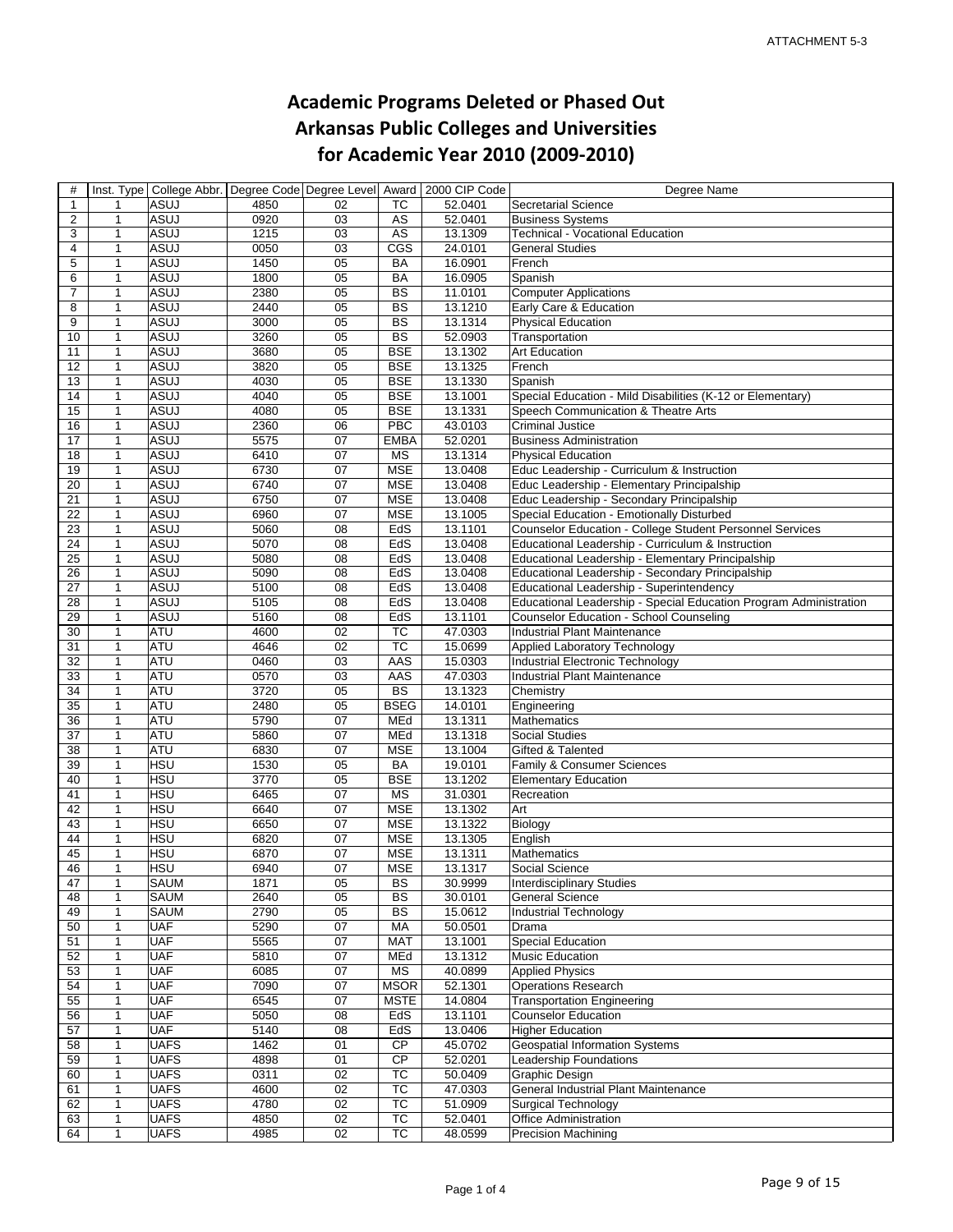ATTACHMENT 5-3

# Academic Programs Deleted or Phased Out
# Arkansas Public Colleges and Universities
# for Academic Year 2010 (2009-2010)

| # | Inst. Type | College Abbr. | Degree Code | Degree Level | Award | 2000 CIP Code | Degree Name |
|---|---|---|---|---|---|---|---|
| 1 | 1 | ASUJ | 4850 | 02 | TC | 52.0401 | Secretarial Science |
| 2 | 1 | ASUJ | 0920 | 03 | AS | 52.0401 | Business Systems |
| 3 | 1 | ASUJ | 1215 | 03 | AS | 13.1309 | Technical - Vocational Education |
| 4 | 1 | ASUJ | 0050 | 03 | CGS | 24.0101 | General Studies |
| 5 | 1 | ASUJ | 1450 | 05 | BA | 16.0901 | French |
| 6 | 1 | ASUJ | 1800 | 05 | BA | 16.0905 | Spanish |
| 7 | 1 | ASUJ | 2380 | 05 | BS | 11.0101 | Computer Applications |
| 8 | 1 | ASUJ | 2440 | 05 | BS | 13.1210 | Early Care & Education |
| 9 | 1 | ASUJ | 3000 | 05 | BS | 13.1314 | Physical Education |
| 10 | 1 | ASUJ | 3260 | 05 | BS | 52.0903 | Transportation |
| 11 | 1 | ASUJ | 3680 | 05 | BSE | 13.1302 | Art Education |
| 12 | 1 | ASUJ | 3820 | 05 | BSE | 13.1325 | French |
| 13 | 1 | ASUJ | 4030 | 05 | BSE | 13.1330 | Spanish |
| 14 | 1 | ASUJ | 4040 | 05 | BSE | 13.1001 | Special Education - Mild Disabilities (K-12 or Elementary) |
| 15 | 1 | ASUJ | 4080 | 05 | BSE | 13.1331 | Speech Communication & Theatre Arts |
| 16 | 1 | ASUJ | 2360 | 06 | PBC | 43.0103 | Criminal Justice |
| 17 | 1 | ASUJ | 5575 | 07 | EMBA | 52.0201 | Business Administration |
| 18 | 1 | ASUJ | 6410 | 07 | MS | 13.1314 | Physical Education |
| 19 | 1 | ASUJ | 6730 | 07 | MSE | 13.0408 | Educ Leadership - Curriculum & Instruction |
| 20 | 1 | ASUJ | 6740 | 07 | MSE | 13.0408 | Educ Leadership - Elementary Principalship |
| 21 | 1 | ASUJ | 6750 | 07 | MSE | 13.0408 | Educ Leadership - Secondary Principalship |
| 22 | 1 | ASUJ | 6960 | 07 | MSE | 13.1005 | Special Education - Emotionally Disturbed |
| 23 | 1 | ASUJ | 5060 | 08 | EdS | 13.1101 | Counselor Education - College Student Personnel Services |
| 24 | 1 | ASUJ | 5070 | 08 | EdS | 13.0408 | Educational Leadership - Curriculum & Instruction |
| 25 | 1 | ASUJ | 5080 | 08 | EdS | 13.0408 | Educational Leadership - Elementary Principalship |
| 26 | 1 | ASUJ | 5090 | 08 | EdS | 13.0408 | Educational Leadership - Secondary Principalship |
| 27 | 1 | ASUJ | 5100 | 08 | EdS | 13.0408 | Educational Leadership - Superintendency |
| 28 | 1 | ASUJ | 5105 | 08 | EdS | 13.0408 | Educational Leadership - Special Education Program Administration |
| 29 | 1 | ASUJ | 5160 | 08 | EdS | 13.1101 | Counselor Education - School Counseling |
| 30 | 1 | ATU | 4600 | 02 | TC | 47.0303 | Industrial Plant Maintenance |
| 31 | 1 | ATU | 4646 | 02 | TC | 15.0699 | Applied Laboratory Technology |
| 32 | 1 | ATU | 0460 | 03 | AAS | 15.0303 | Industrial Electronic Technology |
| 33 | 1 | ATU | 0570 | 03 | AAS | 47.0303 | Industrial Plant Maintenance |
| 34 | 1 | ATU | 3720 | 05 | BS | 13.1323 | Chemistry |
| 35 | 1 | ATU | 2480 | 05 | BSEG | 14.0101 | Engineering |
| 36 | 1 | ATU | 5790 | 07 | MEd | 13.1311 | Mathematics |
| 37 | 1 | ATU | 5860 | 07 | MEd | 13.1318 | Social Studies |
| 38 | 1 | ATU | 6830 | 07 | MSE | 13.1004 | Gifted & Talented |
| 39 | 1 | HSU | 1530 | 05 | BA | 19.0101 | Family & Consumer Sciences |
| 40 | 1 | HSU | 3770 | 05 | BSE | 13.1202 | Elementary Education |
| 41 | 1 | HSU | 6465 | 07 | MS | 31.0301 | Recreation |
| 42 | 1 | HSU | 6640 | 07 | MSE | 13.1302 | Art |
| 43 | 1 | HSU | 6650 | 07 | MSE | 13.1322 | Biology |
| 44 | 1 | HSU | 6820 | 07 | MSE | 13.1305 | English |
| 45 | 1 | HSU | 6870 | 07 | MSE | 13.1311 | Mathematics |
| 46 | 1 | HSU | 6940 | 07 | MSE | 13.1317 | Social Science |
| 47 | 1 | SAUM | 1871 | 05 | BS | 30.9999 | Interdisciplinary Studies |
| 48 | 1 | SAUM | 2640 | 05 | BS | 30.0101 | General Science |
| 49 | 1 | SAUM | 2790 | 05 | BS | 15.0612 | Industrial Technology |
| 50 | 1 | UAF | 5290 | 07 | MA | 50.0501 | Drama |
| 51 | 1 | UAF | 5565 | 07 | MAT | 13.1001 | Special Education |
| 52 | 1 | UAF | 5810 | 07 | MEd | 13.1312 | Music Education |
| 53 | 1 | UAF | 6085 | 07 | MS | 40.0899 | Applied Physics |
| 54 | 1 | UAF | 7090 | 07 | MSOR | 52.1301 | Operations Research |
| 55 | 1 | UAF | 6545 | 07 | MSTE | 14.0804 | Transportation Engineering |
| 56 | 1 | UAF | 5050 | 08 | EdS | 13.1101 | Counselor Education |
| 57 | 1 | UAF | 5140 | 08 | EdS | 13.0406 | Higher Education |
| 58 | 1 | UAFS | 1462 | 01 | CP | 45.0702 | Geospatial Information Systems |
| 59 | 1 | UAFS | 4898 | 01 | CP | 52.0201 | Leadership Foundations |
| 60 | 1 | UAFS | 0311 | 02 | TC | 50.0409 | Graphic Design |
| 61 | 1 | UAFS | 4600 | 02 | TC | 47.0303 | General Industrial Plant Maintenance |
| 62 | 1 | UAFS | 4780 | 02 | TC | 51.0909 | Surgical Technology |
| 63 | 1 | UAFS | 4850 | 02 | TC | 52.0401 | Office Administration |
| 64 | 1 | UAFS | 4985 | 02 | TC | 48.0599 | Precision Machining |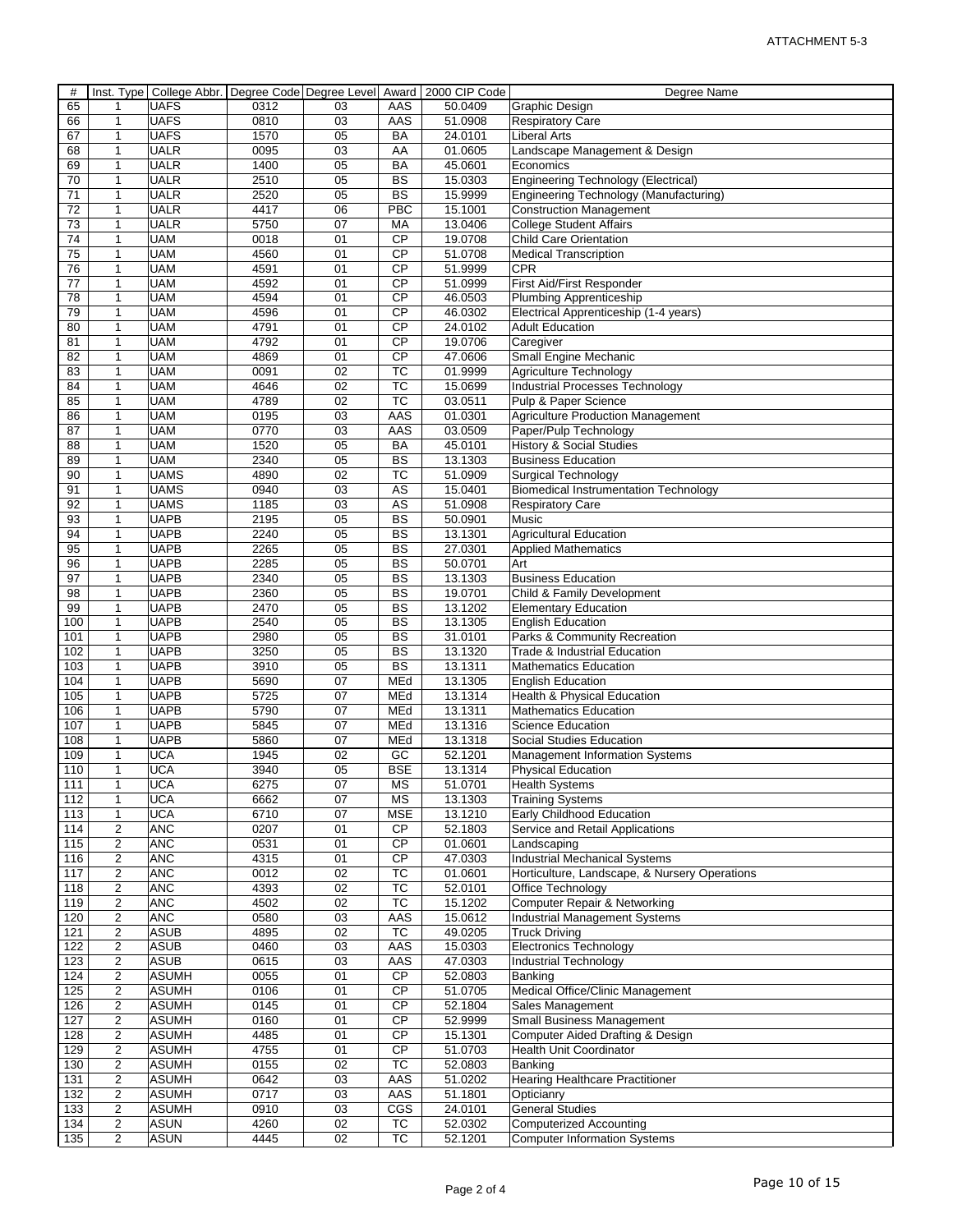ATTACHMENT 5-3

| # | Inst. Type | College Abbr. | Degree Code | Degree Level | Award | 2000 CIP Code | Degree Name |
|---|---|---|---|---|---|---|---|
| 65 | 1 | UAFS | 0312 | 03 | AAS | 50.0409 | Graphic Design |
| 66 | 1 | UAFS | 0810 | 03 | AAS | 51.0908 | Respiratory Care |
| 67 | 1 | UAFS | 1570 | 05 | BA | 24.0101 | Liberal Arts |
| 68 | 1 | UALR | 0095 | 03 | AA | 01.0605 | Landscape Management & Design |
| 69 | 1 | UALR | 1400 | 05 | BA | 45.0601 | Economics |
| 70 | 1 | UALR | 2510 | 05 | BS | 15.0303 | Engineering Technology (Electrical) |
| 71 | 1 | UALR | 2520 | 05 | BS | 15.9999 | Engineering Technology (Manufacturing) |
| 72 | 1 | UALR | 4417 | 06 | PBC | 15.1001 | Construction Management |
| 73 | 1 | UALR | 5750 | 07 | MA | 13.0406 | College Student Affairs |
| 74 | 1 | UAM | 0018 | 01 | CP | 19.0708 | Child Care Orientation |
| 75 | 1 | UAM | 4560 | 01 | CP | 51.0708 | Medical Transcription |
| 76 | 1 | UAM | 4591 | 01 | CP | 51.9999 | CPR |
| 77 | 1 | UAM | 4592 | 01 | CP | 51.0999 | First Aid/First Responder |
| 78 | 1 | UAM | 4594 | 01 | CP | 46.0503 | Plumbing Apprenticeship |
| 79 | 1 | UAM | 4596 | 01 | CP | 46.0302 | Electrical Apprenticeship (1-4 years) |
| 80 | 1 | UAM | 4791 | 01 | CP | 24.0102 | Adult Education |
| 81 | 1 | UAM | 4792 | 01 | CP | 19.0706 | Caregiver |
| 82 | 1 | UAM | 4869 | 01 | CP | 47.0606 | Small Engine Mechanic |
| 83 | 1 | UAM | 0091 | 02 | TC | 01.9999 | Agriculture Technology |
| 84 | 1 | UAM | 4646 | 02 | TC | 15.0699 | Industrial Processes Technology |
| 85 | 1 | UAM | 4789 | 02 | TC | 03.0511 | Pulp & Paper Science |
| 86 | 1 | UAM | 0195 | 03 | AAS | 01.0301 | Agriculture Production Management |
| 87 | 1 | UAM | 0770 | 03 | AAS | 03.0509 | Paper/Pulp Technology |
| 88 | 1 | UAM | 1520 | 05 | BA | 45.0101 | History & Social Studies |
| 89 | 1 | UAM | 2340 | 05 | BS | 13.1303 | Business Education |
| 90 | 1 | UAMS | 4890 | 02 | TC | 51.0909 | Surgical Technology |
| 91 | 1 | UAMS | 0940 | 03 | AS | 15.0401 | Biomedical Instrumentation Technology |
| 92 | 1 | UAMS | 1185 | 03 | AS | 51.0908 | Respiratory Care |
| 93 | 1 | UAPB | 2195 | 05 | BS | 50.0901 | Music |
| 94 | 1 | UAPB | 2240 | 05 | BS | 13.1301 | Agricultural Education |
| 95 | 1 | UAPB | 2265 | 05 | BS | 27.0301 | Applied Mathematics |
| 96 | 1 | UAPB | 2285 | 05 | BS | 50.0701 | Art |
| 97 | 1 | UAPB | 2340 | 05 | BS | 13.1303 | Business Education |
| 98 | 1 | UAPB | 2360 | 05 | BS | 19.0701 | Child & Family Development |
| 99 | 1 | UAPB | 2470 | 05 | BS | 13.1202 | Elementary Education |
| 100 | 1 | UAPB | 2540 | 05 | BS | 13.1305 | English Education |
| 101 | 1 | UAPB | 2980 | 05 | BS | 31.0101 | Parks & Community Recreation |
| 102 | 1 | UAPB | 3250 | 05 | BS | 13.1320 | Trade & Industrial Education |
| 103 | 1 | UAPB | 3910 | 05 | BS | 13.1311 | Mathematics Education |
| 104 | 1 | UAPB | 5690 | 07 | MEd | 13.1305 | English Education |
| 105 | 1 | UAPB | 5725 | 07 | MEd | 13.1314 | Health & Physical Education |
| 106 | 1 | UAPB | 5790 | 07 | MEd | 13.1311 | Mathematics Education |
| 107 | 1 | UAPB | 5845 | 07 | MEd | 13.1316 | Science Education |
| 108 | 1 | UAPB | 5860 | 07 | MEd | 13.1318 | Social Studies Education |
| 109 | 1 | UCA | 1945 | 02 | GC | 52.1201 | Management Information Systems |
| 110 | 1 | UCA | 3940 | 05 | BSE | 13.1314 | Physical Education |
| 111 | 1 | UCA | 6275 | 07 | MS | 51.0701 | Health Systems |
| 112 | 1 | UCA | 6662 | 07 | MS | 13.1303 | Training Systems |
| 113 | 1 | UCA | 6710 | 07 | MSE | 13.1210 | Early Childhood Education |
| 114 | 2 | ANC | 0207 | 01 | CP | 52.1803 | Service and Retail Applications |
| 115 | 2 | ANC | 0531 | 01 | CP | 01.0601 | Landscaping |
| 116 | 2 | ANC | 4315 | 01 | CP | 47.0303 | Industrial Mechanical Systems |
| 117 | 2 | ANC | 0012 | 02 | TC | 01.0601 | Horticulture, Landscape, & Nursery Operations |
| 118 | 2 | ANC | 4393 | 02 | TC | 52.0101 | Office Technology |
| 119 | 2 | ANC | 4502 | 02 | TC | 15.1202 | Computer Repair & Networking |
| 120 | 2 | ANC | 0580 | 03 | AAS | 15.0612 | Industrial Management Systems |
| 121 | 2 | ASUB | 4895 | 02 | TC | 49.0205 | Truck Driving |
| 122 | 2 | ASUB | 0460 | 03 | AAS | 15.0303 | Electronics Technology |
| 123 | 2 | ASUB | 0615 | 03 | AAS | 47.0303 | Industrial Technology |
| 124 | 2 | ASUMH | 0055 | 01 | CP | 52.0803 | Banking |
| 125 | 2 | ASUMH | 0106 | 01 | CP | 51.0705 | Medical Office/Clinic Management |
| 126 | 2 | ASUMH | 0145 | 01 | CP | 52.1804 | Sales Management |
| 127 | 2 | ASUMH | 0160 | 01 | CP | 52.9999 | Small Business Management |
| 128 | 2 | ASUMH | 4485 | 01 | CP | 15.1301 | Computer Aided Drafting & Design |
| 129 | 2 | ASUMH | 4755 | 01 | CP | 51.0703 | Health Unit Coordinator |
| 130 | 2 | ASUMH | 0155 | 02 | TC | 52.0803 | Banking |
| 131 | 2 | ASUMH | 0642 | 03 | AAS | 51.0202 | Hearing Healthcare Practitioner |
| 132 | 2 | ASUMH | 0717 | 03 | AAS | 51.1801 | Opticianry |
| 133 | 2 | ASUMH | 0910 | 03 | CGS | 24.0101 | General Studies |
| 134 | 2 | ASUN | 4260 | 02 | TC | 52.0302 | Computerized Accounting |
| 135 | 2 | ASUN | 4445 | 02 | TC | 52.1201 | Computer Information Systems |

Page 2 of 4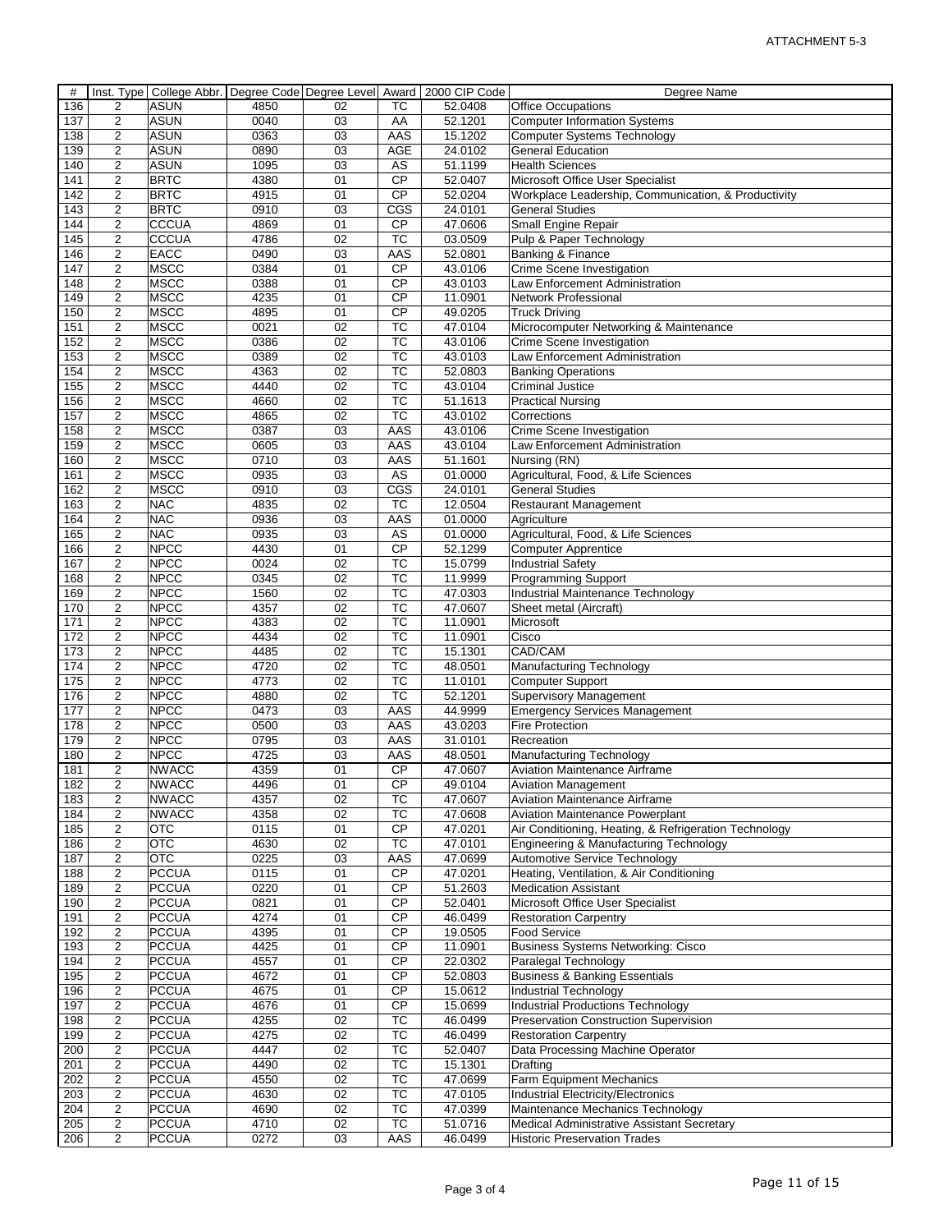ATTACHMENT 5-3

| # | Inst. Type | College Abbr. | Degree Code | Degree Level | Award | 2000 CIP Code | Degree Name |
|---|---|---|---|---|---|---|---|
| 136 | 2 | ASUN | 4850 | 02 | TC | 52.0408 | Office Occupations |
| 137 | 2 | ASUN | 0040 | 03 | AA | 52.1201 | Computer Information Systems |
| 138 | 2 | ASUN | 0363 | 03 | AAS | 15.1202 | Computer Systems Technology |
| 139 | 2 | ASUN | 0890 | 03 | AGE | 24.0102 | General Education |
| 140 | 2 | ASUN | 1095 | 03 | AS | 51.1199 | Health Sciences |
| 141 | 2 | BRTC | 4380 | 01 | CP | 52.0407 | Microsoft Office User Specialist |
| 142 | 2 | BRTC | 4915 | 01 | CP | 52.0204 | Workplace Leadership, Communication, & Productivity |
| 143 | 2 | BRTC | 0910 | 03 | CGS | 24.0101 | General Studies |
| 144 | 2 | CCCUA | 4869 | 01 | CP | 47.0606 | Small Engine Repair |
| 145 | 2 | CCCUA | 4786 | 02 | TC | 03.0509 | Pulp & Paper Technology |
| 146 | 2 | EACC | 0490 | 03 | AAS | 52.0801 | Banking & Finance |
| 147 | 2 | MSCC | 0384 | 01 | CP | 43.0106 | Crime Scene Investigation |
| 148 | 2 | MSCC | 0388 | 01 | CP | 43.0103 | Law Enforcement Administration |
| 149 | 2 | MSCC | 4235 | 01 | CP | 11.0901 | Network Professional |
| 150 | 2 | MSCC | 4895 | 01 | CP | 49.0205 | Truck Driving |
| 151 | 2 | MSCC | 0021 | 02 | TC | 47.0104 | Microcomputer Networking & Maintenance |
| 152 | 2 | MSCC | 0386 | 02 | TC | 43.0106 | Crime Scene Investigation |
| 153 | 2 | MSCC | 0389 | 02 | TC | 43.0103 | Law Enforcement Administration |
| 154 | 2 | MSCC | 4363 | 02 | TC | 52.0803 | Banking Operations |
| 155 | 2 | MSCC | 4440 | 02 | TC | 43.0104 | Criminal Justice |
| 156 | 2 | MSCC | 4660 | 02 | TC | 51.1613 | Practical Nursing |
| 157 | 2 | MSCC | 4865 | 02 | TC | 43.0102 | Corrections |
| 158 | 2 | MSCC | 0387 | 03 | AAS | 43.0106 | Crime Scene Investigation |
| 159 | 2 | MSCC | 0605 | 03 | AAS | 43.0104 | Law Enforcement Administration |
| 160 | 2 | MSCC | 0710 | 03 | AAS | 51.1601 | Nursing (RN) |
| 161 | 2 | MSCC | 0935 | 03 | AS | 01.0000 | Agricultural, Food, & Life Sciences |
| 162 | 2 | MSCC | 0910 | 03 | CGS | 24.0101 | General Studies |
| 163 | 2 | NAC | 4835 | 02 | TC | 12.0504 | Restaurant Management |
| 164 | 2 | NAC | 0936 | 03 | AAS | 01.0000 | Agriculture |
| 165 | 2 | NAC | 0935 | 03 | AS | 01.0000 | Agricultural, Food, & Life Sciences |
| 166 | 2 | NPCC | 4430 | 01 | CP | 52.1299 | Computer Apprentice |
| 167 | 2 | NPCC | 0024 | 02 | TC | 15.0799 | Industrial Safety |
| 168 | 2 | NPCC | 0345 | 02 | TC | 11.9999 | Programming Support |
| 169 | 2 | NPCC | 1560 | 02 | TC | 47.0303 | Industrial Maintenance Technology |
| 170 | 2 | NPCC | 4357 | 02 | TC | 47.0607 | Sheet metal (Aircraft) |
| 171 | 2 | NPCC | 4383 | 02 | TC | 11.0901 | Microsoft |
| 172 | 2 | NPCC | 4434 | 02 | TC | 11.0901 | Cisco |
| 173 | 2 | NPCC | 4485 | 02 | TC | 15.1301 | CAD/CAM |
| 174 | 2 | NPCC | 4720 | 02 | TC | 48.0501 | Manufacturing Technology |
| 175 | 2 | NPCC | 4773 | 02 | TC | 11.0101 | Computer Support |
| 176 | 2 | NPCC | 4880 | 02 | TC | 52.1201 | Supervisory Management |
| 177 | 2 | NPCC | 0473 | 03 | AAS | 44.9999 | Emergency Services Management |
| 178 | 2 | NPCC | 0500 | 03 | AAS | 43.0203 | Fire Protection |
| 179 | 2 | NPCC | 0795 | 03 | AAS | 31.0101 | Recreation |
| 180 | 2 | NPCC | 4725 | 03 | AAS | 48.0501 | Manufacturing Technology |
| 181 | 2 | NWACC | 4359 | 01 | CP | 47.0607 | Aviation Maintenance Airframe |
| 182 | 2 | NWACC | 4496 | 01 | CP | 49.0104 | Aviation Management |
| 183 | 2 | NWACC | 4357 | 02 | TC | 47.0607 | Aviation Maintenance Airframe |
| 184 | 2 | NWACC | 4358 | 02 | TC | 47.0608 | Aviation Maintenance Powerplant |
| 185 | 2 | OTC | 0115 | 01 | CP | 47.0201 | Air Conditioning, Heating, & Refrigeration Technology |
| 186 | 2 | OTC | 4630 | 02 | TC | 47.0101 | Engineering & Manufacturing Technology |
| 187 | 2 | OTC | 0225 | 03 | AAS | 47.0699 | Automotive Service Technology |
| 188 | 2 | PCCUA | 0115 | 01 | CP | 47.0201 | Heating, Ventilation, & Air Conditioning |
| 189 | 2 | PCCUA | 0220 | 01 | CP | 51.2603 | Medication Assistant |
| 190 | 2 | PCCUA | 0821 | 01 | CP | 52.0401 | Microsoft Office User Specialist |
| 191 | 2 | PCCUA | 4274 | 01 | CP | 46.0499 | Restoration Carpentry |
| 192 | 2 | PCCUA | 4395 | 01 | CP | 19.0505 | Food Service |
| 193 | 2 | PCCUA | 4425 | 01 | CP | 11.0901 | Business Systems Networking: Cisco |
| 194 | 2 | PCCUA | 4557 | 01 | CP | 22.0302 | Paralegal Technology |
| 195 | 2 | PCCUA | 4672 | 01 | CP | 52.0803 | Business & Banking Essentials |
| 196 | 2 | PCCUA | 4675 | 01 | CP | 15.0612 | Industrial Technology |
| 197 | 2 | PCCUA | 4676 | 01 | CP | 15.0699 | Industrial Productions Technology |
| 198 | 2 | PCCUA | 4255 | 02 | TC | 46.0499 | Preservation Construction Supervision |
| 199 | 2 | PCCUA | 4275 | 02 | TC | 46.0499 | Restoration Carpentry |
| 200 | 2 | PCCUA | 4447 | 02 | TC | 52.0407 | Data Processing Machine Operator |
| 201 | 2 | PCCUA | 4490 | 02 | TC | 15.1301 | Drafting |
| 202 | 2 | PCCUA | 4550 | 02 | TC | 47.0699 | Farm Equipment Mechanics |
| 203 | 2 | PCCUA | 4630 | 02 | TC | 47.0105 | Industrial Electricity/Electronics |
| 204 | 2 | PCCUA | 4690 | 02 | TC | 47.0399 | Maintenance Mechanics Technology |
| 205 | 2 | PCCUA | 4710 | 02 | TC | 51.0716 | Medical Administrative Assistant Secretary |
| 206 | 2 | PCCUA | 0272 | 03 | AAS | 46.0499 | Historic Preservation Trades |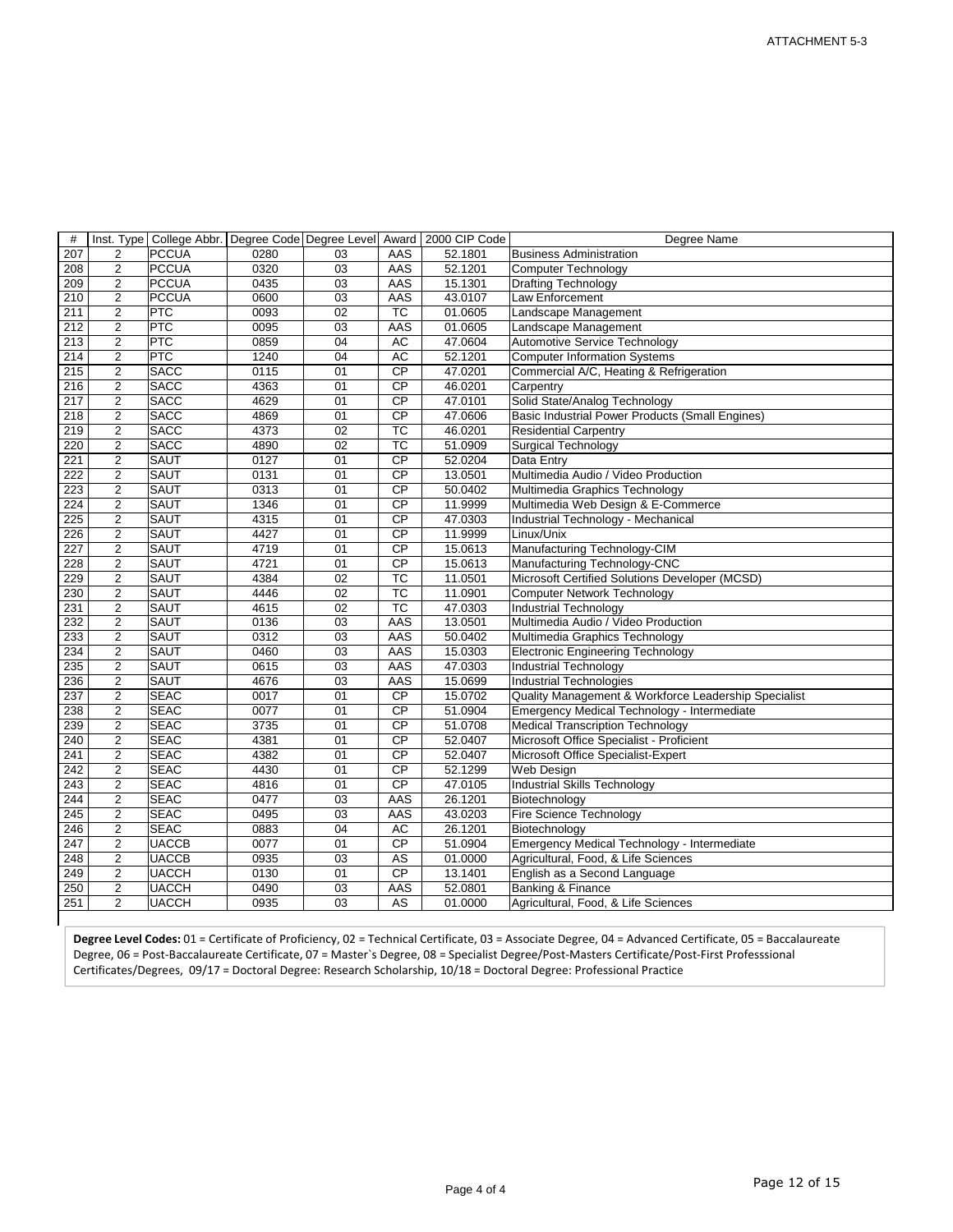ATTACHMENT 5-3

| # | Inst. Type | College Abbr. | Degree Code | Degree Level | Award | 2000 CIP Code | Degree Name |
|---|---|---|---|---|---|---|---|
| 207 | 2 | PCCUA | 0280 | 03 | AAS | 52.1801 | Business Administration |
| 208 | 2 | PCCUA | 0320 | 03 | AAS | 52.1201 | Computer Technology |
| 209 | 2 | PCCUA | 0435 | 03 | AAS | 15.1301 | Drafting Technology |
| 210 | 2 | PCCUA | 0600 | 03 | AAS | 43.0107 | Law Enforcement |
| 211 | 2 | PTC | 0093 | 02 | TC | 01.0605 | Landscape Management |
| 212 | 2 | PTC | 0095 | 03 | AAS | 01.0605 | Landscape Management |
| 213 | 2 | PTC | 0859 | 04 | AC | 47.0604 | Automotive Service Technology |
| 214 | 2 | PTC | 1240 | 04 | AC | 52.1201 | Computer Information Systems |
| 215 | 2 | SACC | 0115 | 01 | CP | 47.0201 | Commercial A/C, Heating & Refrigeration |
| 216 | 2 | SACC | 4363 | 01 | CP | 46.0201 | Carpentry |
| 217 | 2 | SACC | 4629 | 01 | CP | 47.0101 | Solid State/Analog Technology |
| 218 | 2 | SACC | 4869 | 01 | CP | 47.0606 | Basic Industrial Power Products (Small Engines) |
| 219 | 2 | SACC | 4373 | 02 | TC | 46.0201 | Residential Carpentry |
| 220 | 2 | SACC | 4890 | 02 | TC | 51.0909 | Surgical Technology |
| 221 | 2 | SAUT | 0127 | 01 | CP | 52.0204 | Data Entry |
| 222 | 2 | SAUT | 0131 | 01 | CP | 13.0501 | Multimedia Audio / Video Production |
| 223 | 2 | SAUT | 0313 | 01 | CP | 50.0402 | Multimedia Graphics Technology |
| 224 | 2 | SAUT | 1346 | 01 | CP | 11.9999 | Multimedia Web Design & E-Commerce |
| 225 | 2 | SAUT | 4315 | 01 | CP | 47.0303 | Industrial Technology - Mechanical |
| 226 | 2 | SAUT | 4427 | 01 | CP | 11.9999 | Linux/Unix |
| 227 | 2 | SAUT | 4719 | 01 | CP | 15.0613 | Manufacturing Technology-CIM |
| 228 | 2 | SAUT | 4721 | 01 | CP | 15.0613 | Manufacturing Technology-CNC |
| 229 | 2 | SAUT | 4384 | 02 | TC | 11.0501 | Microsoft Certified Solutions Developer (MCSD) |
| 230 | 2 | SAUT | 4446 | 02 | TC | 11.0901 | Computer Network Technology |
| 231 | 2 | SAUT | 4615 | 02 | TC | 47.0303 | Industrial Technology |
| 232 | 2 | SAUT | 0136 | 03 | AAS | 13.0501 | Multimedia Audio / Video Production |
| 233 | 2 | SAUT | 0312 | 03 | AAS | 50.0402 | Multimedia Graphics Technology |
| 234 | 2 | SAUT | 0460 | 03 | AAS | 15.0303 | Electronic Engineering Technology |
| 235 | 2 | SAUT | 0615 | 03 | AAS | 47.0303 | Industrial Technology |
| 236 | 2 | SAUT | 4676 | 03 | AAS | 15.0699 | Industrial Technologies |
| 237 | 2 | SEAC | 0017 | 01 | CP | 15.0702 | Quality Management & Workforce Leadership Specialist |
| 238 | 2 | SEAC | 0077 | 01 | CP | 51.0904 | Emergency Medical Technology - Intermediate |
| 239 | 2 | SEAC | 3735 | 01 | CP | 51.0708 | Medical Transcription Technology |
| 240 | 2 | SEAC | 4381 | 01 | CP | 52.0407 | Microsoft Office Specialist - Proficient |
| 241 | 2 | SEAC | 4382 | 01 | CP | 52.0407 | Microsoft Office Specialist-Expert |
| 242 | 2 | SEAC | 4430 | 01 | CP | 52.1299 | Web Design |
| 243 | 2 | SEAC | 4816 | 01 | CP | 47.0105 | Industrial Skills Technology |
| 244 | 2 | SEAC | 0477 | 03 | AAS | 26.1201 | Biotechnology |
| 245 | 2 | SEAC | 0495 | 03 | AAS | 43.0203 | Fire Science Technology |
| 246 | 2 | SEAC | 0883 | 04 | AC | 26.1201 | Biotechnology |
| 247 | 2 | UACCB | 0077 | 01 | CP | 51.0904 | Emergency Medical Technology - Intermediate |
| 248 | 2 | UACCB | 0935 | 03 | AS | 01.0000 | Agricultural, Food, & Life Sciences |
| 249 | 2 | UACCH | 0130 | 01 | CP | 13.1401 | English as a Second Language |
| 250 | 2 | UACCH | 0490 | 03 | AAS | 52.0801 | Banking & Finance |
| 251 | 2 | UACCH | 0935 | 03 | AS | 01.0000 | Agricultural, Food, & Life Sciences |

**Degree Level Codes:** 01 = Certificate of Proficiency, 02 = Technical Certificate, 03 = Associate Degree, 04 = Advanced Certificate, 05 = Baccalaureate Degree, 06 = Post-Baccalaureate Certificate, 07 = Master`s Degree, 08 = Specialist Degree/Post-Masters Certificate/Post-First Professsional Certificates/Degrees, 09/17 = Doctoral Degree: Research Scholarship, 10/18 = Doctoral Degree: Professional Practice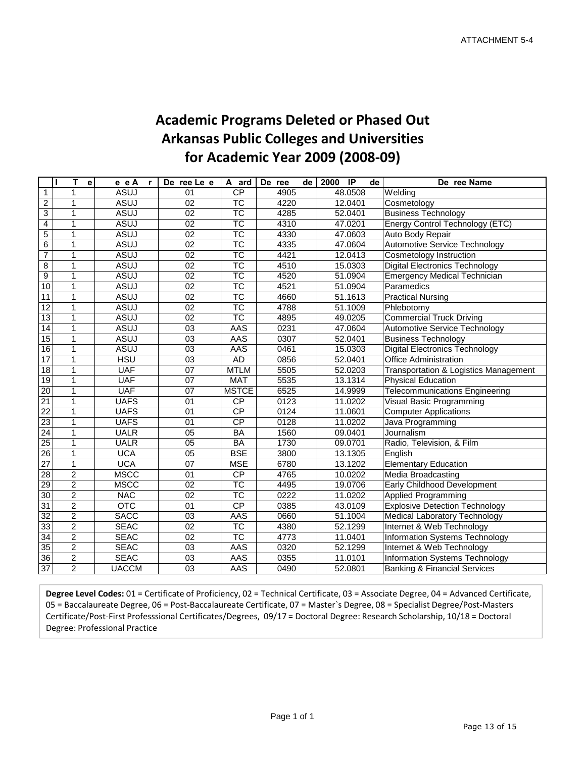ATTACHMENT 5-4

# Academic Programs Deleted or Phased Out
# Arkansas Public Colleges and Universities
# for Academic Year 2009 (2008-09)

| | I T e | e e A r | De ree Le e | A ard | De ree de | 2000 IP de | De ree Name |
|---|---|---|---|---|---|---|---|
| 1 | 1 | ASUJ | 01 | CP | 4905 | 48.0508 | Welding |
| 2 | 1 | ASUJ | 02 | TC | 4220 | 12.0401 | Cosmetology |
| 3 | 1 | ASUJ | 02 | TC | 4285 | 52.0401 | Business Technology |
| 4 | 1 | ASUJ | 02 | TC | 4310 | 47.0201 | Energy Control Technology (ETC) |
| 5 | 1 | ASUJ | 02 | TC | 4330 | 47.0603 | Auto Body Repair |
| 6 | 1 | ASUJ | 02 | TC | 4335 | 47.0604 | Automotive Service Technology |
| 7 | 1 | ASUJ | 02 | TC | 4421 | 12.0413 | Cosmetology Instruction |
| 8 | 1 | ASUJ | 02 | TC | 4510 | 15.0303 | Digital Electronics Technology |
| 9 | 1 | ASUJ | 02 | TC | 4520 | 51.0904 | Emergency Medical Technician |
| 10 | 1 | ASUJ | 02 | TC | 4521 | 51.0904 | Paramedics |
| 11 | 1 | ASUJ | 02 | TC | 4660 | 51.1613 | Practical Nursing |
| 12 | 1 | ASUJ | 02 | TC | 4788 | 51.1009 | Phlebotomy |
| 13 | 1 | ASUJ | 02 | TC | 4895 | 49.0205 | Commercial Truck Driving |
| 14 | 1 | ASUJ | 03 | AAS | 0231 | 47.0604 | Automotive Service Technology |
| 15 | 1 | ASUJ | 03 | AAS | 0307 | 52.0401 | Business Technology |
| 16 | 1 | ASUJ | 03 | AAS | 0461 | 15.0303 | Digital Electronics Technology |
| 17 | 1 | HSU | 03 | AD | 0856 | 52.0401 | Office Administration |
| 18 | 1 | UAF | 07 | MTLM | 5505 | 52.0203 | Transportation & Logistics Management |
| 19 | 1 | UAF | 07 | MAT | 5535 | 13.1314 | Physical Education |
| 20 | 1 | UAF | 07 | MSTCE | 6525 | 14.9999 | Telecommunications Engineering |
| 21 | 1 | UAFS | 01 | CP | 0123 | 11.0202 | Visual Basic Programming |
| 22 | 1 | UAFS | 01 | CP | 0124 | 11.0601 | Computer Applications |
| 23 | 1 | UAFS | 01 | CP | 0128 | 11.0202 | Java Programming |
| 24 | 1 | UALR | 05 | BA | 1560 | 09.0401 | Journalism |
| 25 | 1 | UALR | 05 | BA | 1730 | 09.0701 | Radio, Television, & Film |
| 26 | 1 | UCA | 05 | BSE | 3800 | 13.1305 | English |
| 27 | 1 | UCA | 07 | MSE | 6780 | 13.1202 | Elementary Education |
| 28 | 2 | MSCC | 01 | CP | 4765 | 10.0202 | Media Broadcasting |
| 29 | 2 | MSCC | 02 | TC | 4495 | 19.0706 | Early Childhood Development |
| 30 | 2 | NAC | 02 | TC | 0222 | 11.0202 | Applied Programming |
| 31 | 2 | OTC | 01 | CP | 0385 | 43.0109 | Explosive Detection Technology |
| 32 | 2 | SACC | 03 | AAS | 0660 | 51.1004 | Medical Laboratory Technology |
| 33 | 2 | SEAC | 02 | TC | 4380 | 52.1299 | Internet & Web Technology |
| 34 | 2 | SEAC | 02 | TC | 4773 | 11.0401 | Information Systems Technology |
| 35 | 2 | SEAC | 03 | AAS | 0320 | 52.1299 | Internet & Web Technology |
| 36 | 2 | SEAC | 03 | AAS | 0355 | 11.0101 | Information Systems Technology |
| 37 | 2 | UACCM | 03 | AAS | 0490 | 52.0801 | Banking & Financial Services |

**Degree Level Codes:** 01 = Certificate of Proficiency, 02 = Technical Certificate, 03 = Associate Degree, 04 = Advanced Certificate, 05 = Baccalaureate Degree, 06 = Post-Baccalaureate Certificate, 07 = Master`s Degree, 08 = Specialist Degree/Post-Masters Certificate/Post-First Professsional Certificates/Degrees, 09/17 = Doctoral Degree: Research Scholarship, 10/18 = Doctoral Degree: Professional Practice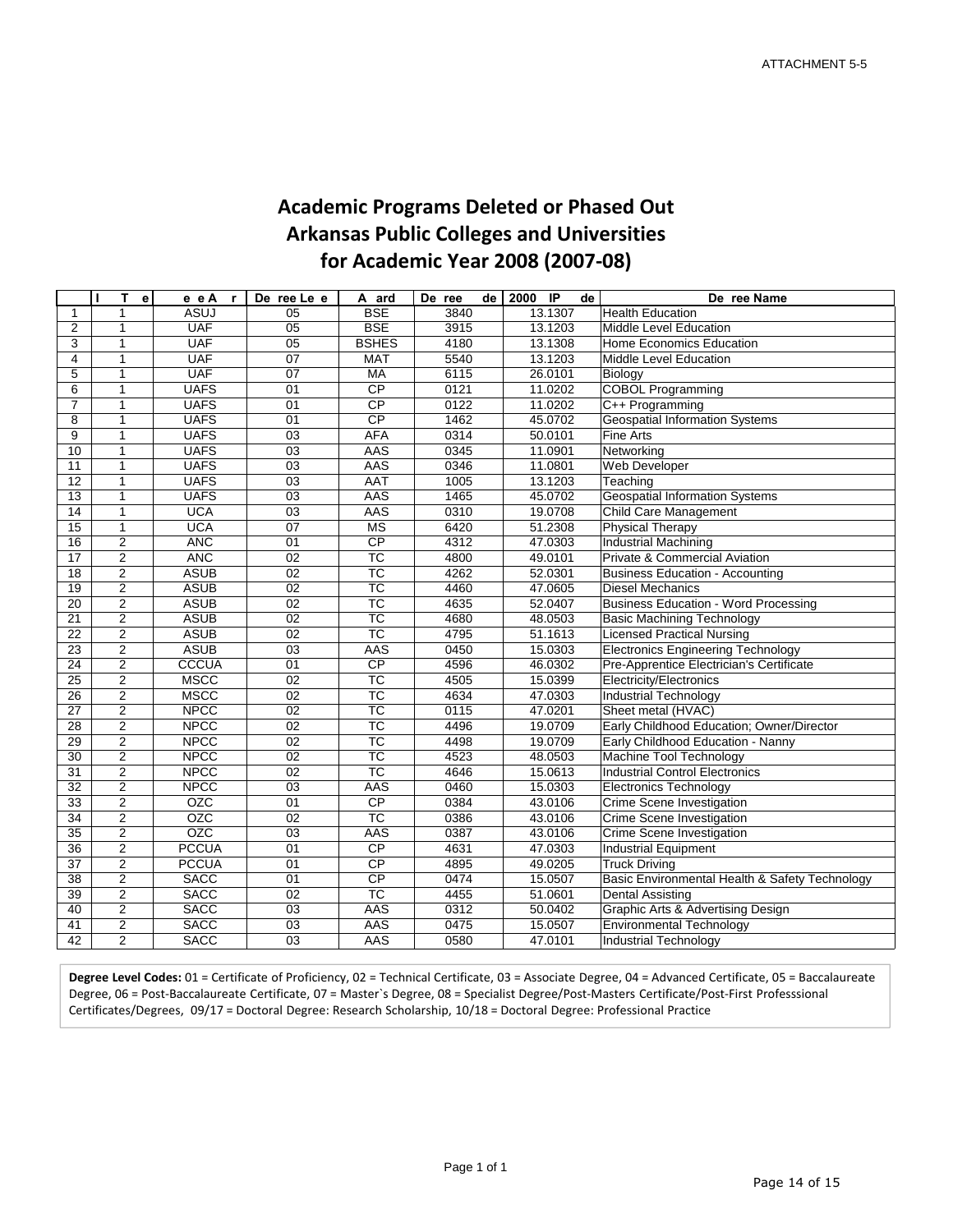ATTACHMENT 5-5

# Academic Programs Deleted or Phased Out
# Arkansas Public Colleges and Universities
# for Academic Year 2008 (2007-08)

| | I T e | e e A r | De ree Le e | A ard | De ree de | 2000 IP de | De ree Name |
|---|---|---|---|---|---|---|---|
| 1 | 1 | ASUJ | 05 | BSE | 3840 | 13.1307 | Health Education |
| 2 | 1 | UAF | 05 | BSE | 3915 | 13.1203 | Middle Level Education |
| 3 | 1 | UAF | 05 | BSHES | 4180 | 13.1308 | Home Economics Education |
| 4 | 1 | UAF | 07 | MAT | 5540 | 13.1203 | Middle Level Education |
| 5 | 1 | UAF | 07 | MA | 6115 | 26.0101 | Biology |
| 6 | 1 | UAFS | 01 | CP | 0121 | 11.0202 | COBOL Programming |
| 7 | 1 | UAFS | 01 | CP | 0122 | 11.0202 | C++ Programming |
| 8 | 1 | UAFS | 01 | CP | 1462 | 45.0702 | Geospatial Information Systems |
| 9 | 1 | UAFS | 03 | AFA | 0314 | 50.0101 | Fine Arts |
| 10 | 1 | UAFS | 03 | AAS | 0345 | 11.0901 | Networking |
| 11 | 1 | UAFS | 03 | AAS | 0346 | 11.0801 | Web Developer |
| 12 | 1 | UAFS | 03 | AAT | 1005 | 13.1203 | Teaching |
| 13 | 1 | UAFS | 03 | AAS | 1465 | 45.0702 | Geospatial Information Systems |
| 14 | 1 | UCA | 03 | AAS | 0310 | 19.0708 | Child Care Management |
| 15 | 1 | UCA | 07 | MS | 6420 | 51.2308 | Physical Therapy |
| 16 | 2 | ANC | 01 | CP | 4312 | 47.0303 | Industrial Machining |
| 17 | 2 | ANC | 02 | TC | 4800 | 49.0101 | Private & Commercial Aviation |
| 18 | 2 | ASUB | 02 | TC | 4262 | 52.0301 | Business Education - Accounting |
| 19 | 2 | ASUB | 02 | TC | 4460 | 47.0605 | Diesel Mechanics |
| 20 | 2 | ASUB | 02 | TC | 4635 | 52.0407 | Business Education - Word Processing |
| 21 | 2 | ASUB | 02 | TC | 4680 | 48.0503 | Basic Machining Technology |
| 22 | 2 | ASUB | 02 | TC | 4795 | 51.1613 | Licensed Practical Nursing |
| 23 | 2 | ASUB | 03 | AAS | 0450 | 15.0303 | Electronics Engineering Technology |
| 24 | 2 | CCCUA | 01 | CP | 4596 | 46.0302 | Pre-Apprentice Electrician's Certificate |
| 25 | 2 | MSCC | 02 | TC | 4505 | 15.0399 | Electricity/Electronics |
| 26 | 2 | MSCC | 02 | TC | 4634 | 47.0303 | Industrial Technology |
| 27 | 2 | NPCC | 02 | TC | 0115 | 47.0201 | Sheet metal (HVAC) |
| 28 | 2 | NPCC | 02 | TC | 4496 | 19.0709 | Early Childhood Education; Owner/Director |
| 29 | 2 | NPCC | 02 | TC | 4498 | 19.0709 | Early Childhood Education - Nanny |
| 30 | 2 | NPCC | 02 | TC | 4523 | 48.0503 | Machine Tool Technology |
| 31 | 2 | NPCC | 02 | TC | 4646 | 15.0613 | Industrial Control Electronics |
| 32 | 2 | NPCC | 03 | AAS | 0460 | 15.0303 | Electronics Technology |
| 33 | 2 | OZC | 01 | CP | 0384 | 43.0106 | Crime Scene Investigation |
| 34 | 2 | OZC | 02 | TC | 0386 | 43.0106 | Crime Scene Investigation |
| 35 | 2 | OZC | 03 | AAS | 0387 | 43.0106 | Crime Scene Investigation |
| 36 | 2 | PCCUA | 01 | CP | 4631 | 47.0303 | Industrial Equipment |
| 37 | 2 | PCCUA | 01 | CP | 4895 | 49.0205 | Truck Driving |
| 38 | 2 | SACC | 01 | CP | 0474 | 15.0507 | Basic Environmental Health & Safety Technology |
| 39 | 2 | SACC | 02 | TC | 4455 | 51.0601 | Dental Assisting |
| 40 | 2 | SACC | 03 | AAS | 0312 | 50.0402 | Graphic Arts & Advertising Design |
| 41 | 2 | SACC | 03 | AAS | 0475 | 15.0507 | Environmental Technology |
| 42 | 2 | SACC | 03 | AAS | 0580 | 47.0101 | Industrial Technology |

**Degree Level Codes:** 01 = Certificate of Proficiency, 02 = Technical Certificate, 03 = Associate Degree, 04 = Advanced Certificate, 05 = Baccalaureate Degree, 06 = Post-Baccalaureate Certificate, 07 = Master`s Degree, 08 = Specialist Degree/Post-Masters Certificate/Post-First Professsional Certificates/Degrees, 09/17 = Doctoral Degree: Research Scholarship, 10/18 = Doctoral Degree: Professional Practice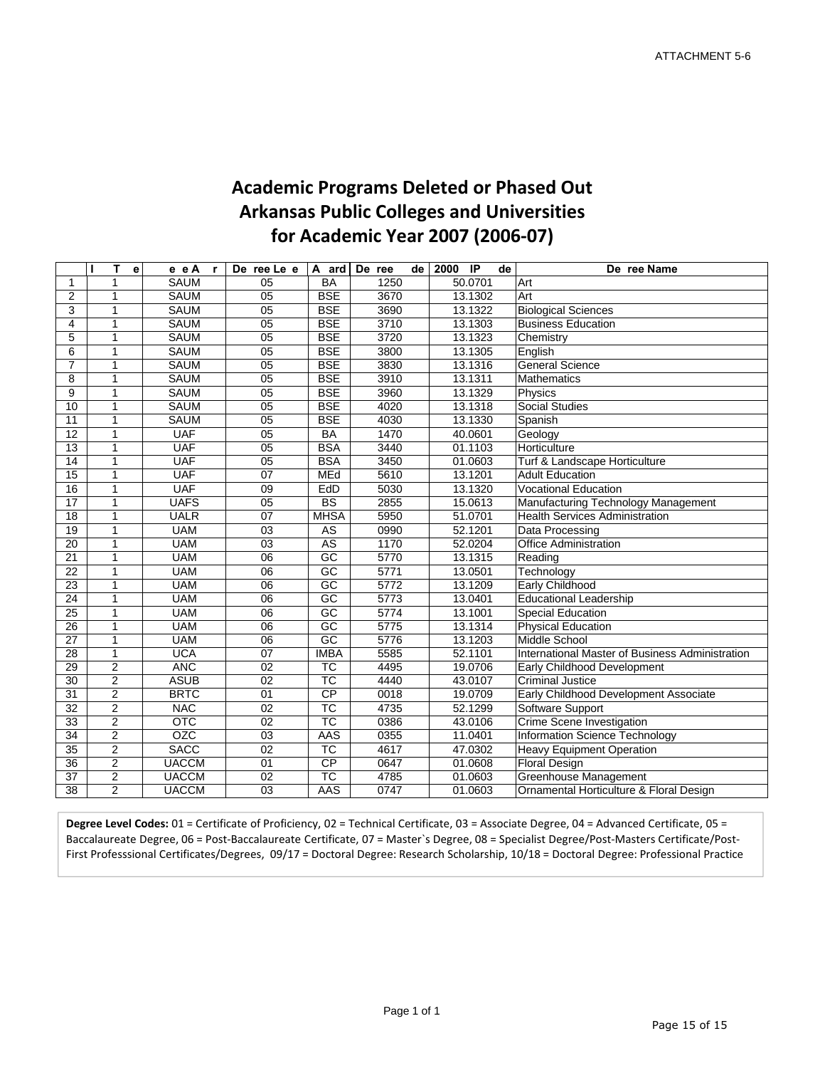ATTACHMENT 5-6

# Academic Programs Deleted or Phased Out
# Arkansas Public Colleges and Universities
# for Academic Year 2007 (2006-07)

| | I T e | e e A r | De ree Le e | A ard | De ree de | 2000 IP de | De ree Name |
|---|---|---|---|---|---|---|---|
| 1 | 1 | SAUM | 05 | BA | 1250 | 50.0701 | Art |
| 2 | 1 | SAUM | 05 | BSE | 3670 | 13.1302 | Art |
| 3 | 1 | SAUM | 05 | BSE | 3690 | 13.1322 | Biological Sciences |
| 4 | 1 | SAUM | 05 | BSE | 3710 | 13.1303 | Business Education |
| 5 | 1 | SAUM | 05 | BSE | 3720 | 13.1323 | Chemistry |
| 6 | 1 | SAUM | 05 | BSE | 3800 | 13.1305 | English |
| 7 | 1 | SAUM | 05 | BSE | 3830 | 13.1316 | General Science |
| 8 | 1 | SAUM | 05 | BSE | 3910 | 13.1311 | Mathematics |
| 9 | 1 | SAUM | 05 | BSE | 3960 | 13.1329 | Physics |
| 10 | 1 | SAUM | 05 | BSE | 4020 | 13.1318 | Social Studies |
| 11 | 1 | SAUM | 05 | BSE | 4030 | 13.1330 | Spanish |
| 12 | 1 | UAF | 05 | BA | 1470 | 40.0601 | Geology |
| 13 | 1 | UAF | 05 | BSA | 3440 | 01.1103 | Horticulture |
| 14 | 1 | UAF | 05 | BSA | 3450 | 01.0603 | Turf & Landscape Horticulture |
| 15 | 1 | UAF | 07 | MEd | 5610 | 13.1201 | Adult Education |
| 16 | 1 | UAF | 09 | EdD | 5030 | 13.1320 | Vocational Education |
| 17 | 1 | UAFS | 05 | BS | 2855 | 15.0613 | Manufacturing Technology Management |
| 18 | 1 | UALR | 07 | MHSA | 5950 | 51.0701 | Health Services Administration |
| 19 | 1 | UAM | 03 | AS | 0990 | 52.1201 | Data Processing |
| 20 | 1 | UAM | 03 | AS | 1170 | 52.0204 | Office Administration |
| 21 | 1 | UAM | 06 | GC | 5770 | 13.1315 | Reading |
| 22 | 1 | UAM | 06 | GC | 5771 | 13.0501 | Technology |
| 23 | 1 | UAM | 06 | GC | 5772 | 13.1209 | Early Childhood |
| 24 | 1 | UAM | 06 | GC | 5773 | 13.0401 | Educational Leadership |
| 25 | 1 | UAM | 06 | GC | 5774 | 13.1001 | Special Education |
| 26 | 1 | UAM | 06 | GC | 5775 | 13.1314 | Physical Education |
| 27 | 1 | UAM | 06 | GC | 5776 | 13.1203 | Middle School |
| 28 | 1 | UCA | 07 | IMBA | 5585 | 52.1101 | International Master of Business Administration |
| 29 | 2 | ANC | 02 | TC | 4495 | 19.0706 | Early Childhood Development |
| 30 | 2 | ASUB | 02 | TC | 4440 | 43.0107 | Criminal Justice |
| 31 | 2 | BRTC | 01 | CP | 0018 | 19.0709 | Early Childhood Development Associate |
| 32 | 2 | NAC | 02 | TC | 4735 | 52.1299 | Software Support |
| 33 | 2 | OTC | 02 | TC | 0386 | 43.0106 | Crime Scene Investigation |
| 34 | 2 | OZC | 03 | AAS | 0355 | 11.0401 | Information Science Technology |
| 35 | 2 | SACC | 02 | TC | 4617 | 47.0302 | Heavy Equipment Operation |
| 36 | 2 | UACCM | 01 | CP | 0647 | 01.0608 | Floral Design |
| 37 | 2 | UACCM | 02 | TC | 4785 | 01.0603 | Greenhouse Management |
| 38 | 2 | UACCM | 03 | AAS | 0747 | 01.0603 | Ornamental Horticulture & Floral Design |

**Degree Level Codes:** 01 = Certificate of Proficiency, 02 = Technical Certificate, 03 = Associate Degree, 04 = Advanced Certificate, 05 = Baccalaureate Degree, 06 = Post-Baccalaureate Certificate, 07 = Master`s Degree, 08 = Specialist Degree/Post-Masters Certificate/Post-First Professsional Certificates/Degrees, 09/17 = Doctoral Degree: Research Scholarship, 10/18 = Doctoral Degree: Professional Practice